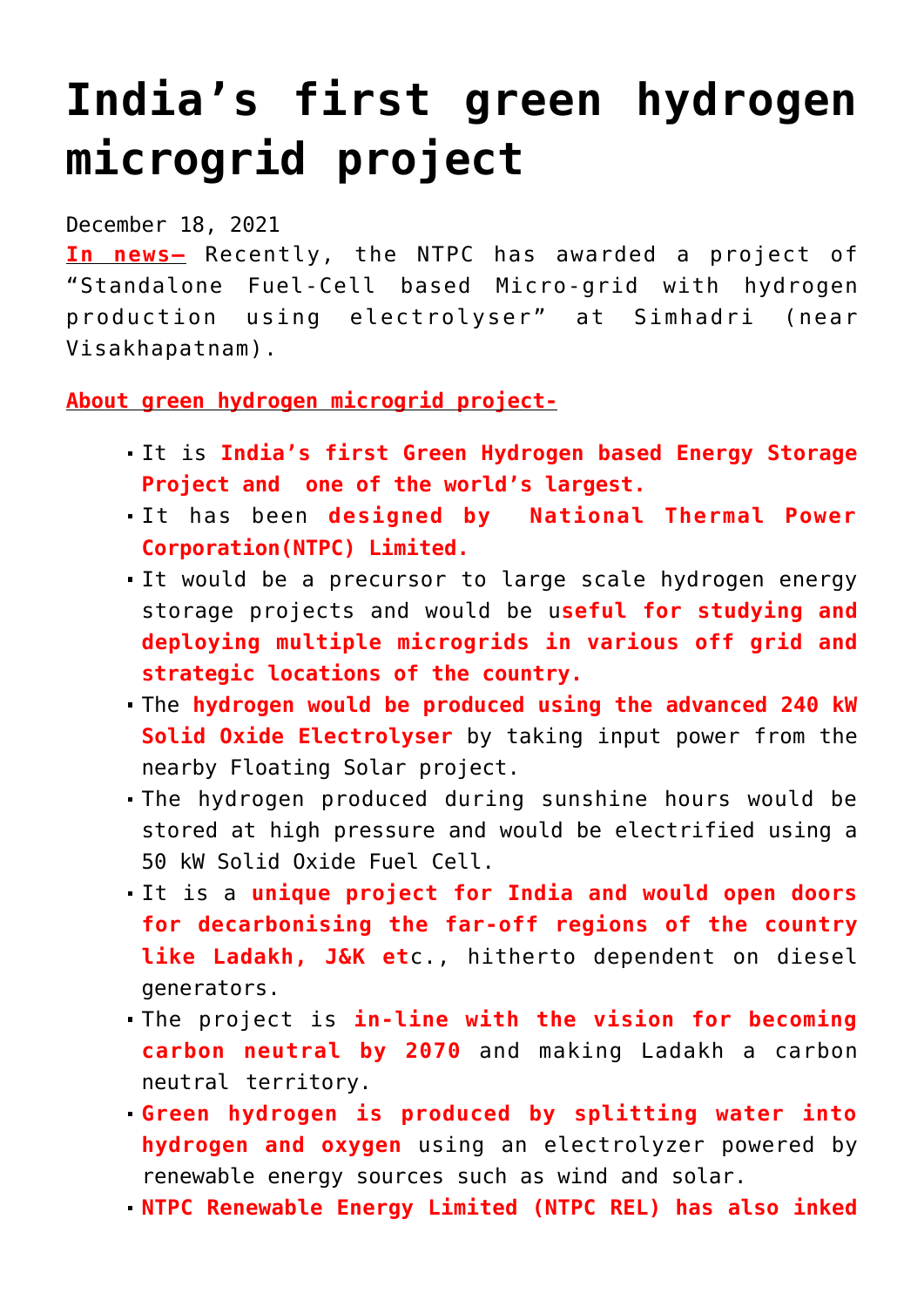# India's first green hydrogen microgrid project

December 18, 2021

**In news–** Recently, the NTPC has awarded a project of "Standalone Fuel-Cell based Micro-grid with hydrogen production using electrolyser" at Simhadri (near Visakhapatnam).

**About green hydrogen microgrid project-**

- It is **India's first Green Hydrogen based Energy Storage Project and one of the world's largest.**
- It has been **designed by National Thermal Power Corporation(NTPC) Limited.**
- It would be a precursor to large scale hydrogen energy storage projects and would be u**seful for studying and deploying multiple microgrids in various off grid and strategic locations of the country.**
- The **hydrogen would be produced using the advanced 240 kW Solid Oxide Electrolyser** by taking input power from the nearby Floating Solar project.
- The hydrogen produced during sunshine hours would be stored at high pressure and would be electrified using a 50 kW Solid Oxide Fuel Cell.
- It is a **unique project for India and would open doors for decarbonising the far-off regions of the country like Ladakh, J&K et**c., hitherto dependent on diesel generators.
- The project is **in-line with the vision for becoming carbon neutral by 2070** and making Ladakh a carbon neutral territory.
- **Green hydrogen is produced by splitting water into hydrogen and oxygen** using an electrolyzer powered by renewable energy sources such as wind and solar.
- **NTPC Renewable Energy Limited (NTPC REL) has also inked**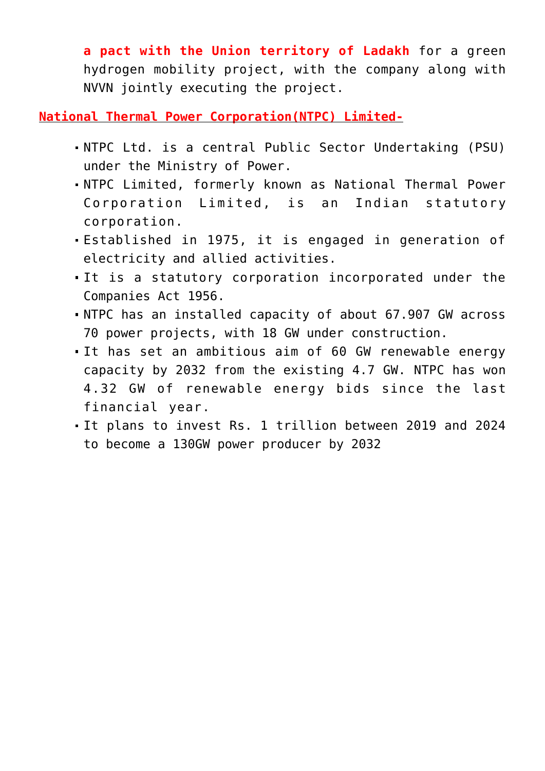**a pact with the Union territory of Ladakh** for a green hydrogen mobility project, with the company along with NVVN jointly executing the project.

**National Thermal Power Corporation(NTPC) Limited-**

- NTPC Ltd. is a central Public Sector Undertaking (PSU) under the Ministry of Power.
- NTPC Limited, formerly known as National Thermal Power Corporation Limited, is an Indian statutory corporation.
- Established in 1975, it is engaged in generation of electricity and allied activities.
- It is a statutory corporation incorporated under the Companies Act 1956.
- NTPC has an installed capacity of about 67.907 GW across 70 power projects, with 18 GW under construction.
- It has set an ambitious aim of 60 GW renewable energy capacity by 2032 from the existing 4.7 GW. NTPC has won 4.32 GW of renewable energy bids since the last financial year.
- It plans to invest Rs. 1 trillion between 2019 and 2024 to become a 130GW power producer by 2032